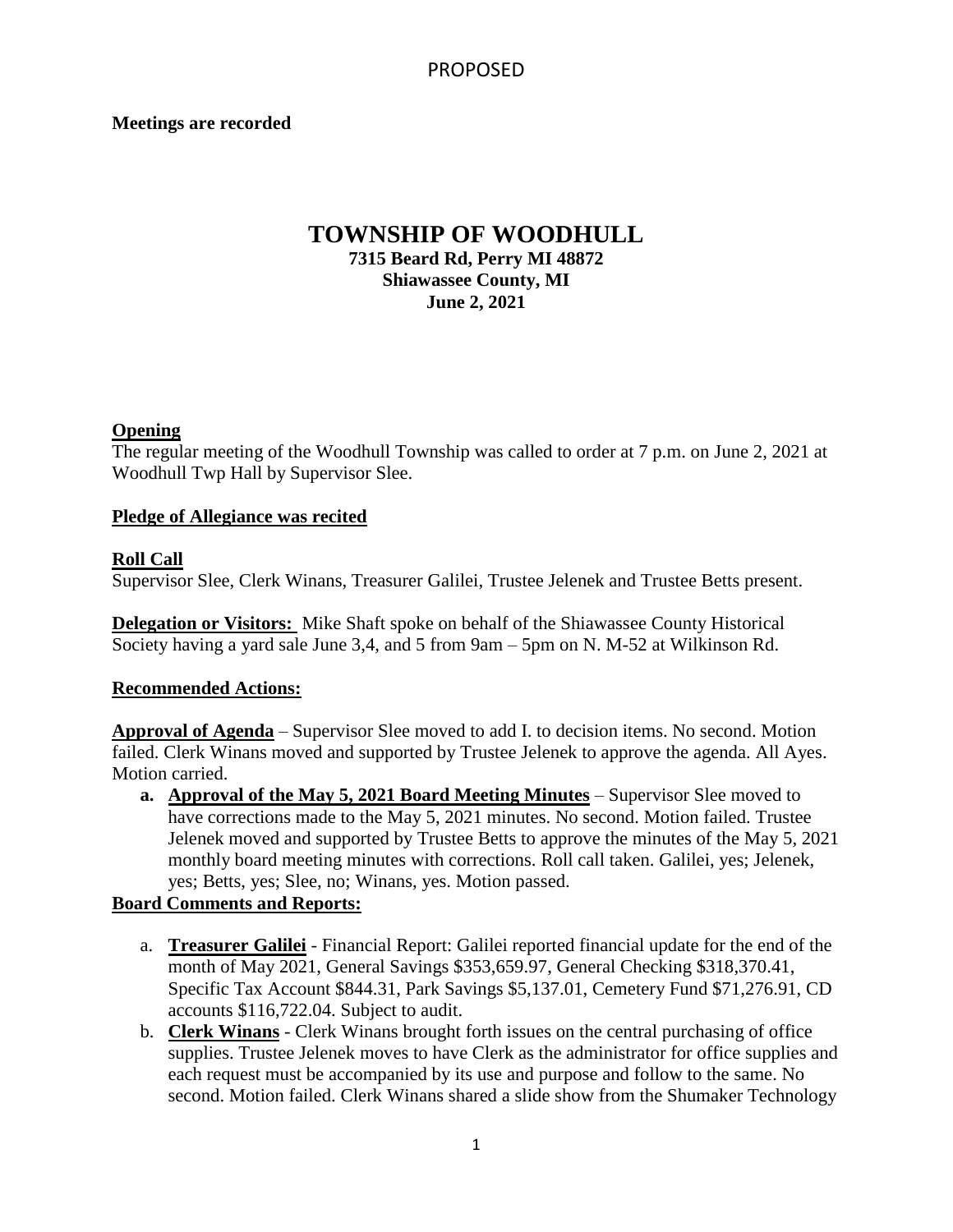PROPOSED

**Meetings are recorded**

# TOWNSHIP OF WOODHULL

**7315 Beard Rd, Perry MI 48872**
**Shiawassee County, MI**
**June 2, 2021**

## Opening

The regular meeting of the Woodhull Township was called to order at 7 p.m. on June 2, 2021 at Woodhull Twp Hall by Supervisor Slee.

## Pledge of Allegiance was recited

## Roll Call

Supervisor Slee, Clerk Winans, Treasurer Galilei, Trustee Jelenek and Trustee Betts present.

**Delegation or Visitors:** Mike Shaft spoke on behalf of the Shiawassee County Historical Society having a yard sale June 3,4, and 5 from 9am – 5pm on N. M-52 at Wilkinson Rd.

## Recommended Actions:

**Approval of Agenda** – Supervisor Slee moved to add I. to decision items. No second. Motion failed. Clerk Winans moved and supported by Trustee Jelenek to approve the agenda. All Ayes. Motion carried.

a. **Approval of the May 5, 2021 Board Meeting Minutes** – Supervisor Slee moved to have corrections made to the May 5, 2021 minutes. No second. Motion failed. Trustee Jelenek moved and supported by Trustee Betts to approve the minutes of the May 5, 2021 monthly board meeting minutes with corrections. Roll call taken. Galilei, yes; Jelenek, yes; Betts, yes; Slee, no; Winans, yes. Motion passed.

## Board Comments and Reports:

a. **Treasurer Galilei** - Financial Report: Galilei reported financial update for the end of the month of May 2021, General Savings $353,659.97, General Checking $318,370.41, Specific Tax Account $844.31, Park Savings $5,137.01, Cemetery Fund $71,276.91, CD accounts $116,722.04. Subject to audit.

b. **Clerk Winans** - Clerk Winans brought forth issues on the central purchasing of office supplies. Trustee Jelenek moves to have Clerk as the administrator for office supplies and each request must be accompanied by its use and purpose and follow to the same. No second. Motion failed. Clerk Winans shared a slide show from the Shumaker Technology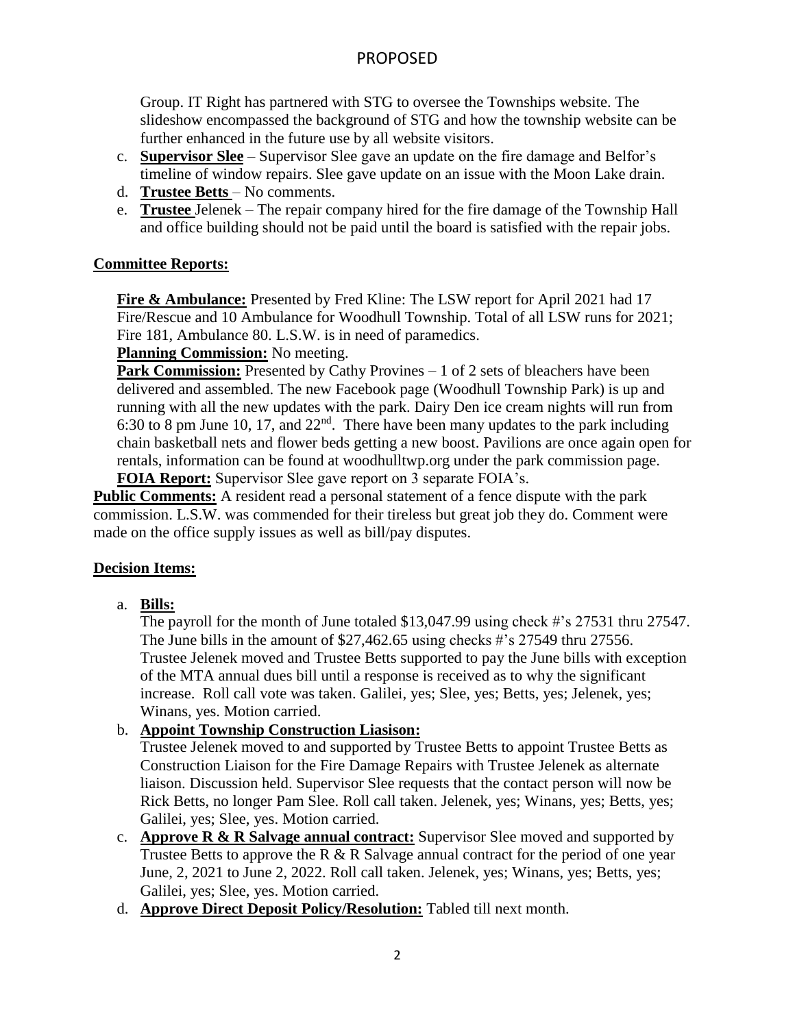# PROPOSED

Group. IT Right has partnered with STG to oversee the Townships website. The slideshow encompassed the background of STG and how the township website can be further enhanced in the future use by all website visitors.

c. **Supervisor Slee** – Supervisor Slee gave an update on the fire damage and Belfor's timeline of window repairs. Slee gave update on an issue with the Moon Lake drain.
d. **Trustee Betts** – No comments.
e. **Trustee** Jelenek – The repair company hired for the fire damage of the Township Hall and office building should not be paid until the board is satisfied with the repair jobs.

## Committee Reports:

**Fire & Ambulance:** Presented by Fred Kline: The LSW report for April 2021 had 17 Fire/Rescue and 10 Ambulance for Woodhull Township. Total of all LSW runs for 2021; Fire 181, Ambulance 80. L.S.W. is in need of paramedics.

**Planning Commission:** No meeting.

**Park Commission:** Presented by Cathy Provines – 1 of 2 sets of bleachers have been delivered and assembled. The new Facebook page (Woodhull Township Park) is up and running with all the new updates with the park. Dairy Den ice cream nights will run from 6:30 to 8 pm June 10, 17, and 22nd. There have been many updates to the park including chain basketball nets and flower beds getting a new boost. Pavilions are once again open for rentals, information can be found at woodhulltwp.org under the park commission page.

**FOIA Report:** Supervisor Slee gave report on 3 separate FOIA's.

**Public Comments:** A resident read a personal statement of a fence dispute with the park commission. L.S.W. was commended for their tireless but great job they do. Comment were made on the office supply issues as well as bill/pay disputes.

## Decision Items:

a. **Bills:**
   The payroll for the month of June totaled $13,047.99 using check #'s 27531 thru 27547. The June bills in the amount of $27,462.65 using checks #'s 27549 thru 27556. Trustee Jelenek moved and Trustee Betts supported to pay the June bills with exception of the MTA annual dues bill until a response is received as to why the significant increase. Roll call vote was taken. Galilei, yes; Slee, yes; Betts, yes; Jelenek, yes; Winans, yes. Motion carried.

b. **Appoint Township Construction Liasison:**
   Trustee Jelenek moved to and supported by Trustee Betts to appoint Trustee Betts as Construction Liaison for the Fire Damage Repairs with Trustee Jelenek as alternate liaison. Discussion held. Supervisor Slee requests that the contact person will now be Rick Betts, no longer Pam Slee. Roll call taken. Jelenek, yes; Winans, yes; Betts, yes; Galilei, yes; Slee, yes. Motion carried.

c. **Approve R & R Salvage annual contract:** Supervisor Slee moved and supported by Trustee Betts to approve the R & R Salvage annual contract for the period of one year June, 2, 2021 to June 2, 2022. Roll call taken. Jelenek, yes; Winans, yes; Betts, yes; Galilei, yes; Slee, yes. Motion carried.

d. **Approve Direct Deposit Policy/Resolution:** Tabled till next month.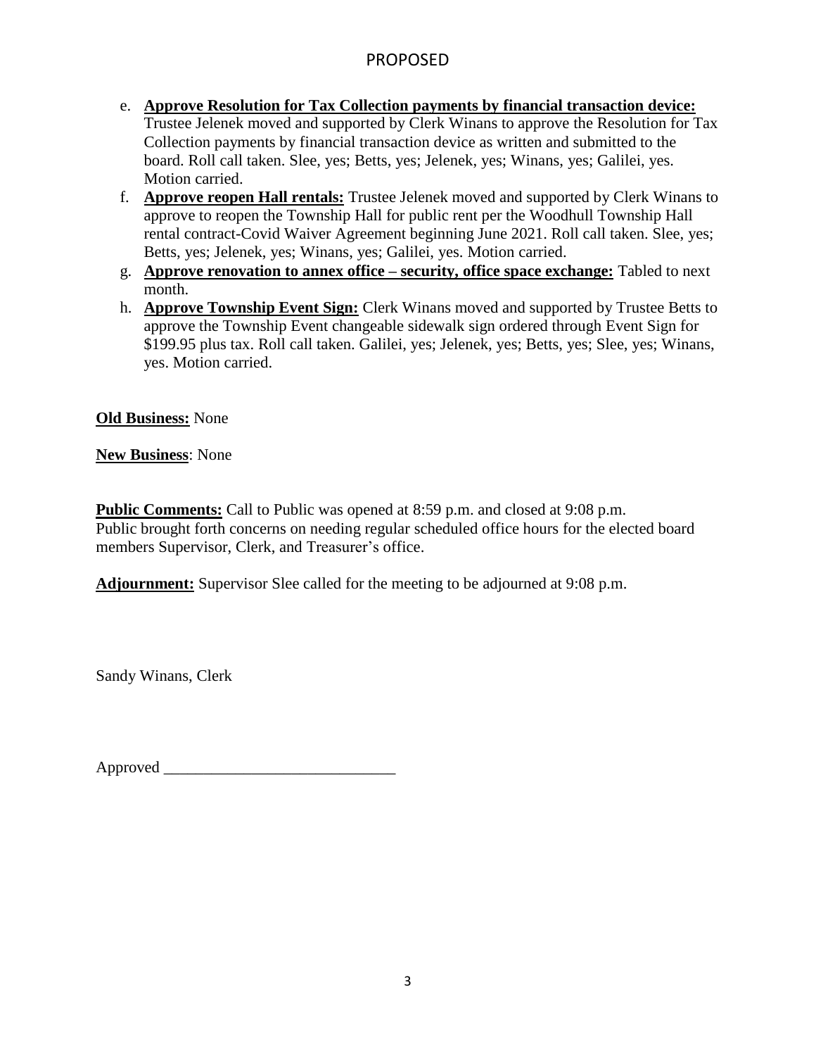PROPOSED

e. **Approve Resolution for Tax Collection payments by financial transaction device:** Trustee Jelenek moved and supported by Clerk Winans to approve the Resolution for Tax Collection payments by financial transaction device as written and submitted to the board. Roll call taken. Slee, yes; Betts, yes; Jelenek, yes; Winans, yes; Galilei, yes. Motion carried.
f. **Approve reopen Hall rentals:** Trustee Jelenek moved and supported by Clerk Winans to approve to reopen the Township Hall for public rent per the Woodhull Township Hall rental contract-Covid Waiver Agreement beginning June 2021. Roll call taken. Slee, yes; Betts, yes; Jelenek, yes; Winans, yes; Galilei, yes. Motion carried.
g. **Approve renovation to annex office – security, office space exchange:** Tabled to next month.
h. **Approve Township Event Sign:** Clerk Winans moved and supported by Trustee Betts to approve the Township Event changeable sidewalk sign ordered through Event Sign for $199.95 plus tax. Roll call taken. Galilei, yes; Jelenek, yes; Betts, yes; Slee, yes; Winans, yes. Motion carried.

**Old Business:** None

**New Business**: None

**Public Comments:** Call to Public was opened at 8:59 p.m. and closed at 9:08 p.m.
Public brought forth concerns on needing regular scheduled office hours for the elected board members Supervisor, Clerk, and Treasurer's office.

**Adjournment:** Supervisor Slee called for the meeting to be adjourned at 9:08 p.m.

Sandy Winans, Clerk

Approved ____________________________